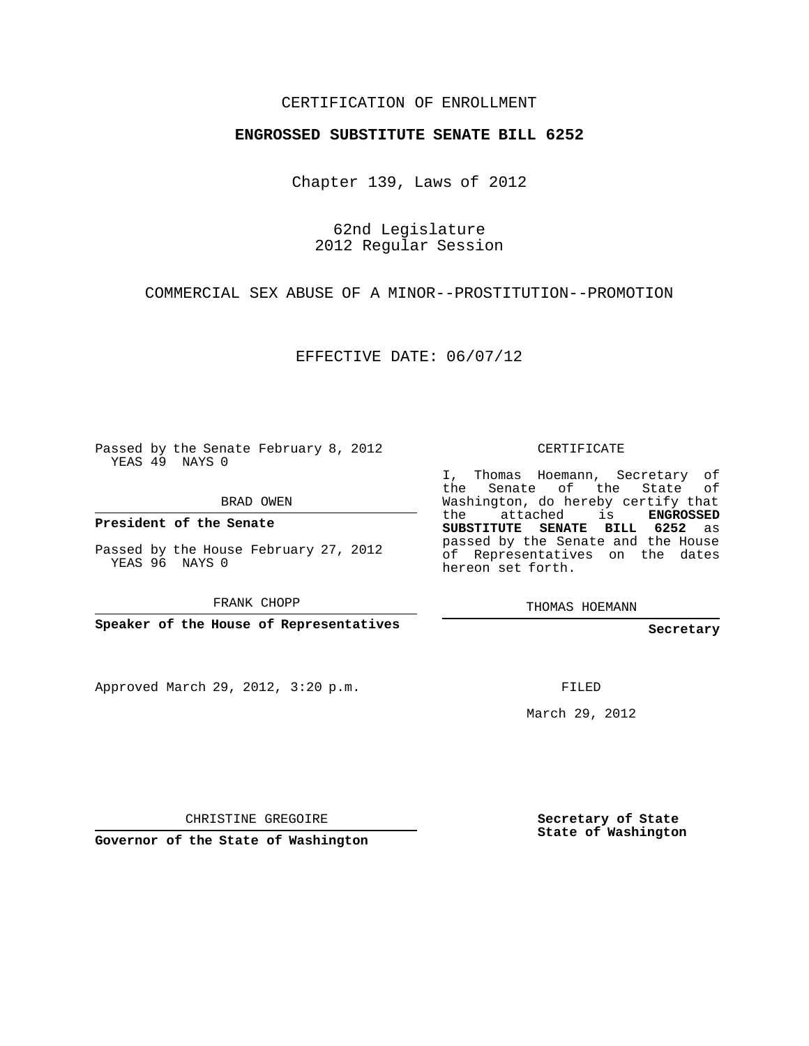CERTIFICATION OF ENROLLMENT

**ENGROSSED SUBSTITUTE SENATE BILL 6252**

Chapter 139, Laws of 2012

62nd Legislature
2012 Regular Session

COMMERCIAL SEX ABUSE OF A MINOR--PROSTITUTION--PROMOTION

EFFECTIVE DATE: 06/07/12

Passed by the Senate February 8, 2012
YEAS 49 NAYS 0

BRAD OWEN

**President of the Senate**

Passed by the House February 27, 2012
YEAS 96 NAYS 0

FRANK CHOPP

**Speaker of the House of Representatives**

CERTIFICATE

I, Thomas Hoemann, Secretary of the Senate of the State of Washington, do hereby certify that the attached is **ENGROSSED SUBSTITUTE SENATE BILL 6252** as passed by the Senate and the House of Representatives on the dates hereon set forth.

THOMAS HOEMANN

**Secretary**

Approved March 29, 2012, 3:20 p.m.

FILED

March 29, 2012

CHRISTINE GREGOIRE

**Governor of the State of Washington**

**Secretary of State**
**State of Washington**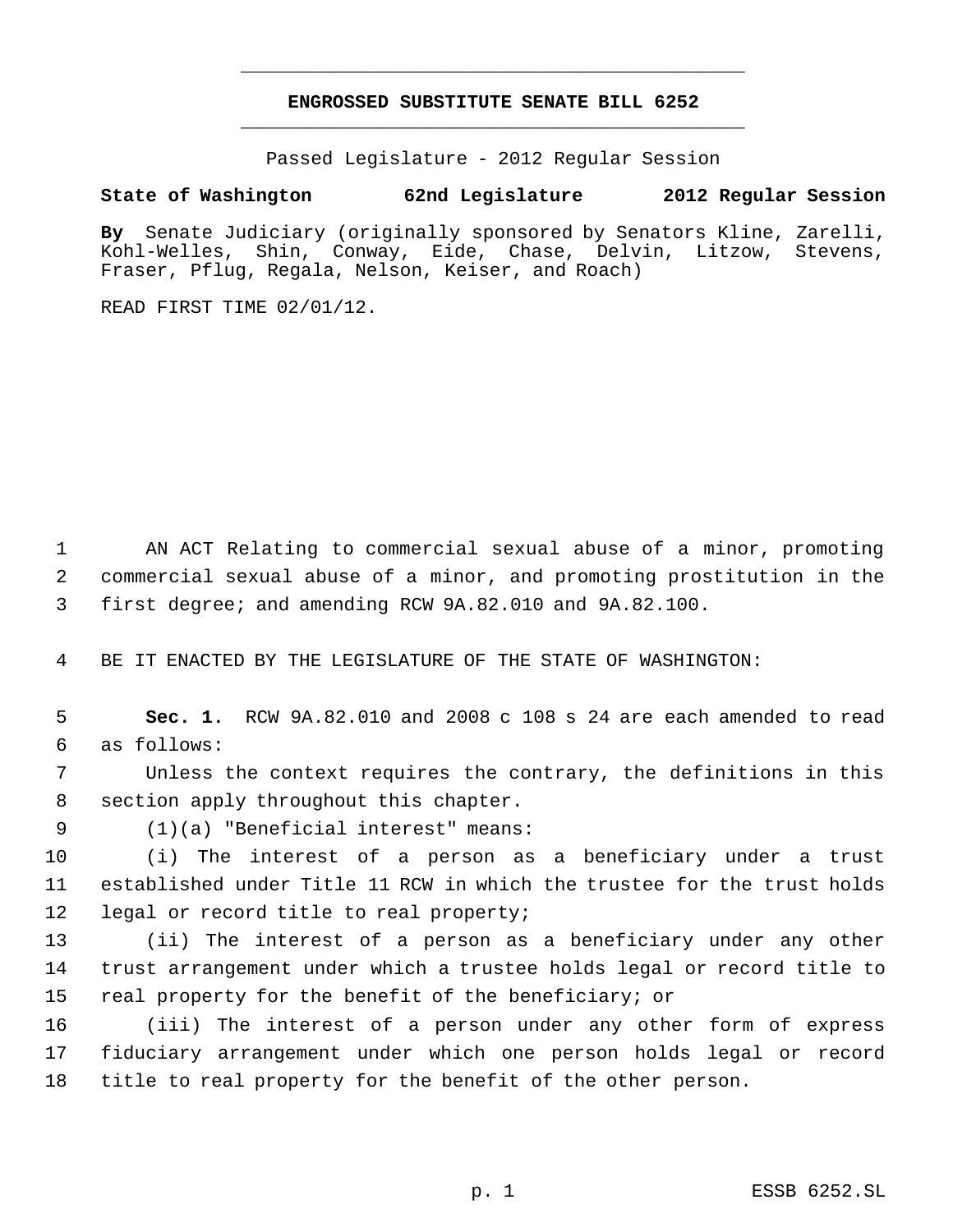# ENGROSSED SUBSTITUTE SENATE BILL 6252

Passed Legislature - 2012 Regular Session

**State of Washington 62nd Legislature 2012 Regular Session**

**By** Senate Judiciary (originally sponsored by Senators Kline, Zarelli, Kohl-Welles, Shin, Conway, Eide, Chase, Delvin, Litzow, Stevens, Fraser, Pflug, Regala, Nelson, Keiser, and Roach)

READ FIRST TIME 02/01/12.

AN ACT Relating to commercial sexual abuse of a minor, promoting commercial sexual abuse of a minor, and promoting prostitution in the first degree; and amending RCW 9A.82.010 and 9A.82.100.

BE IT ENACTED BY THE LEGISLATURE OF THE STATE OF WASHINGTON:

**Sec. 1.** RCW 9A.82.010 and 2008 c 108 s 24 are each amended to read as follows:

Unless the context requires the contrary, the definitions in this section apply throughout this chapter.

(1)(a) "Beneficial interest" means:

(i) The interest of a person as a beneficiary under a trust established under Title 11 RCW in which the trustee for the trust holds legal or record title to real property;

(ii) The interest of a person as a beneficiary under any other trust arrangement under which a trustee holds legal or record title to real property for the benefit of the beneficiary; or

(iii) The interest of a person under any other form of express fiduciary arrangement under which one person holds legal or record title to real property for the benefit of the other person.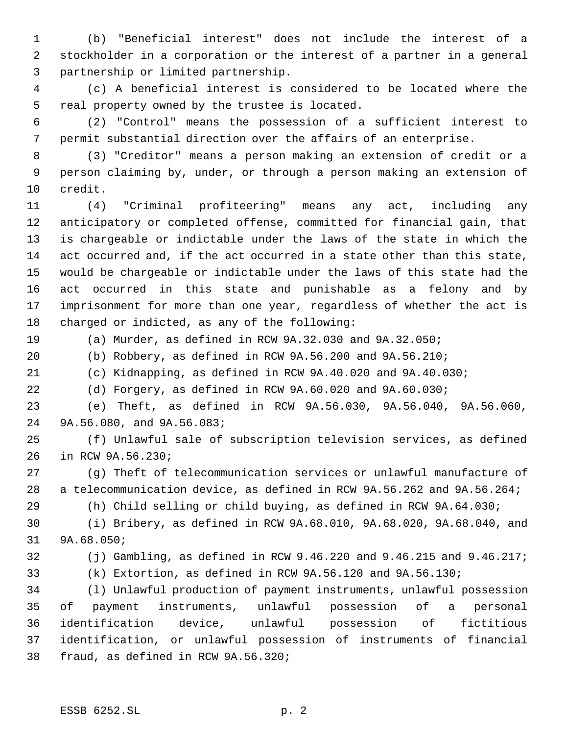(b) "Beneficial interest" does not include the interest of a stockholder in a corporation or the interest of a partner in a general partnership or limited partnership.

(c) A beneficial interest is considered to be located where the real property owned by the trustee is located.

(2) "Control" means the possession of a sufficient interest to permit substantial direction over the affairs of an enterprise.

(3) "Creditor" means a person making an extension of credit or a person claiming by, under, or through a person making an extension of credit.

(4) "Criminal profiteering" means any act, including any anticipatory or completed offense, committed for financial gain, that is chargeable or indictable under the laws of the state in which the act occurred and, if the act occurred in a state other than this state, would be chargeable or indictable under the laws of this state had the act occurred in this state and punishable as a felony and by imprisonment for more than one year, regardless of whether the act is charged or indicted, as any of the following:

(a) Murder, as defined in RCW 9A.32.030 and 9A.32.050;

(b) Robbery, as defined in RCW 9A.56.200 and 9A.56.210;

(c) Kidnapping, as defined in RCW 9A.40.020 and 9A.40.030;

(d) Forgery, as defined in RCW 9A.60.020 and 9A.60.030;

(e) Theft, as defined in RCW 9A.56.030, 9A.56.040, 9A.56.060, 9A.56.080, and 9A.56.083;

(f) Unlawful sale of subscription television services, as defined in RCW 9A.56.230;

(g) Theft of telecommunication services or unlawful manufacture of a telecommunication device, as defined in RCW 9A.56.262 and 9A.56.264;

(h) Child selling or child buying, as defined in RCW 9A.64.030;

(i) Bribery, as defined in RCW 9A.68.010, 9A.68.020, 9A.68.040, and 9A.68.050;

(j) Gambling, as defined in RCW 9.46.220 and 9.46.215 and 9.46.217;

(k) Extortion, as defined in RCW 9A.56.120 and 9A.56.130;

(l) Unlawful production of payment instruments, unlawful possession of payment instruments, unlawful possession of a personal identification device, unlawful possession of fictitious identification, or unlawful possession of instruments of financial fraud, as defined in RCW 9A.56.320;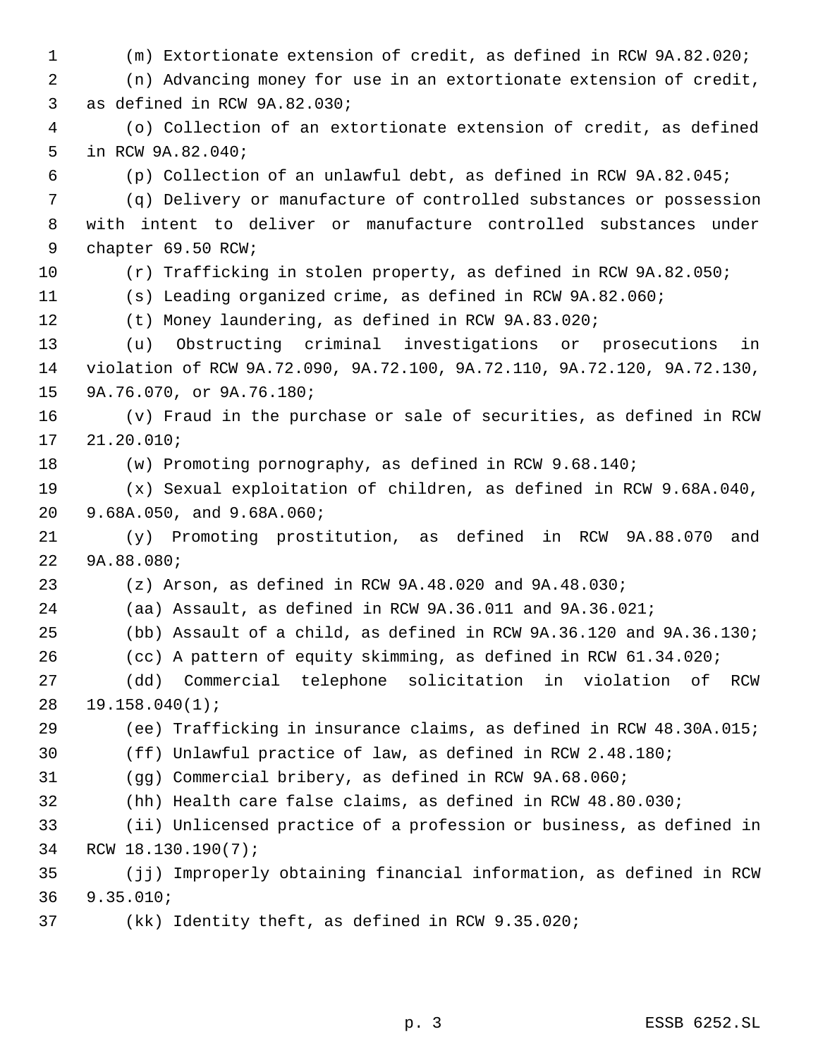(m) Extortionate extension of credit, as defined in RCW 9A.82.020;

(n) Advancing money for use in an extortionate extension of credit, as defined in RCW 9A.82.030;

(o) Collection of an extortionate extension of credit, as defined in RCW 9A.82.040;

(p) Collection of an unlawful debt, as defined in RCW 9A.82.045;

(q) Delivery or manufacture of controlled substances or possession with intent to deliver or manufacture controlled substances under chapter 69.50 RCW;

(r) Trafficking in stolen property, as defined in RCW 9A.82.050;

(s) Leading organized crime, as defined in RCW 9A.82.060;

(t) Money laundering, as defined in RCW 9A.83.020;

(u) Obstructing criminal investigations or prosecutions in violation of RCW 9A.72.090, 9A.72.100, 9A.72.110, 9A.72.120, 9A.72.130, 9A.76.070, or 9A.76.180;

(v) Fraud in the purchase or sale of securities, as defined in RCW 21.20.010;

(w) Promoting pornography, as defined in RCW 9.68.140;

(x) Sexual exploitation of children, as defined in RCW 9.68A.040, 9.68A.050, and 9.68A.060;

(y) Promoting prostitution, as defined in RCW 9A.88.070 and 9A.88.080;

(z) Arson, as defined in RCW 9A.48.020 and 9A.48.030;

(aa) Assault, as defined in RCW 9A.36.011 and 9A.36.021;

(bb) Assault of a child, as defined in RCW 9A.36.120 and 9A.36.130;

(cc) A pattern of equity skimming, as defined in RCW 61.34.020;

(dd) Commercial telephone solicitation in violation of RCW 19.158.040(1);

(ee) Trafficking in insurance claims, as defined in RCW 48.30A.015;

(ff) Unlawful practice of law, as defined in RCW 2.48.180;

(gg) Commercial bribery, as defined in RCW 9A.68.060;

(hh) Health care false claims, as defined in RCW 48.80.030;

(ii) Unlicensed practice of a profession or business, as defined in RCW 18.130.190(7);

(jj) Improperly obtaining financial information, as defined in RCW 9.35.010;

(kk) Identity theft, as defined in RCW 9.35.020;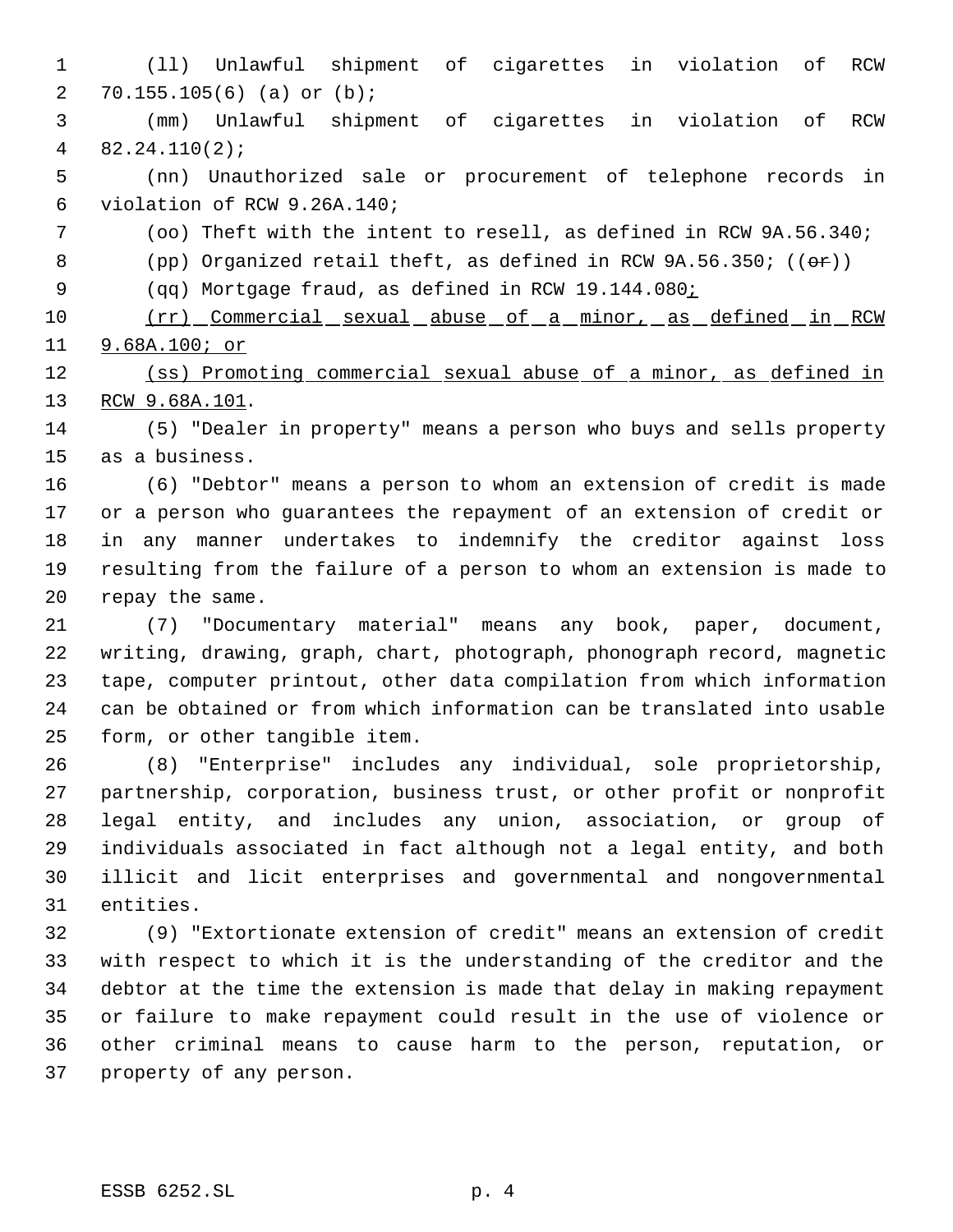(ll) Unlawful shipment of cigarettes in violation of RCW 70.155.105(6) (a) or (b);

(mm) Unlawful shipment of cigarettes in violation of RCW 82.24.110(2);

(nn) Unauthorized sale or procurement of telephone records in violation of RCW 9.26A.140;

(oo) Theft with the intent to resell, as defined in RCW 9A.56.340;

(pp) Organized retail theft, as defined in RCW 9A.56.350; ((~~or~~))

(qq) Mortgage fraud, as defined in RCW 19.144.080<u>;</u>

<u>(rr) Commercial sexual abuse of a minor, as defined in RCW 9.68A.100; or</u>

<u>(ss) Promoting commercial sexual abuse of a minor, as defined in RCW 9.68A.101</u>.

(5) "Dealer in property" means a person who buys and sells property as a business.

(6) "Debtor" means a person to whom an extension of credit is made or a person who guarantees the repayment of an extension of credit or in any manner undertakes to indemnify the creditor against loss resulting from the failure of a person to whom an extension is made to repay the same.

(7) "Documentary material" means any book, paper, document, writing, drawing, graph, chart, photograph, phonograph record, magnetic tape, computer printout, other data compilation from which information can be obtained or from which information can be translated into usable form, or other tangible item.

(8) "Enterprise" includes any individual, sole proprietorship, partnership, corporation, business trust, or other profit or nonprofit legal entity, and includes any union, association, or group of individuals associated in fact although not a legal entity, and both illicit and licit enterprises and governmental and nongovernmental entities.

(9) "Extortionate extension of credit" means an extension of credit with respect to which it is the understanding of the creditor and the debtor at the time the extension is made that delay in making repayment or failure to make repayment could result in the use of violence or other criminal means to cause harm to the person, reputation, or property of any person.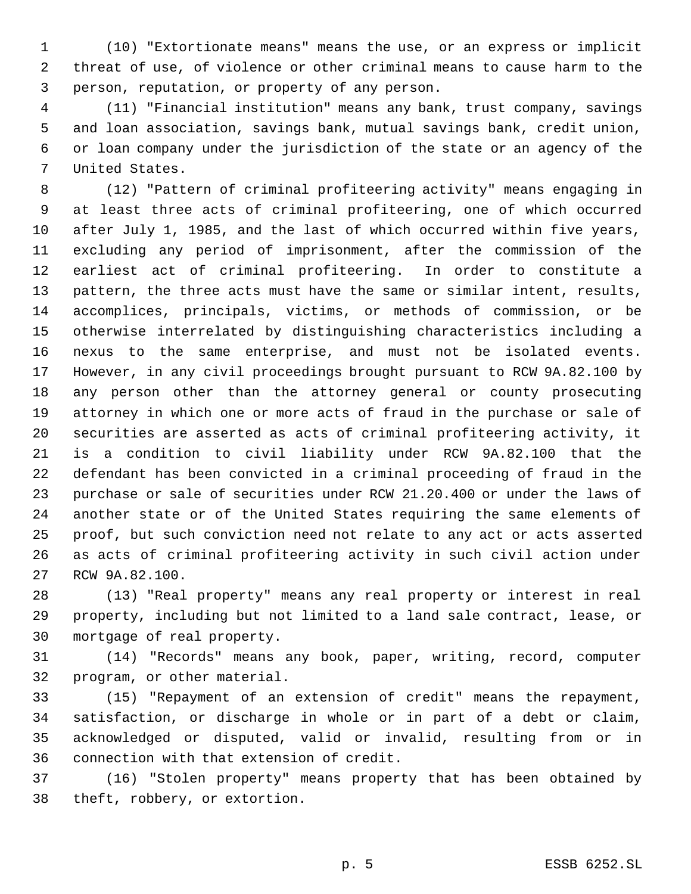(10) "Extortionate means" means the use, or an express or implicit threat of use, of violence or other criminal means to cause harm to the person, reputation, or property of any person.

(11) "Financial institution" means any bank, trust company, savings and loan association, savings bank, mutual savings bank, credit union, or loan company under the jurisdiction of the state or an agency of the United States.

(12) "Pattern of criminal profiteering activity" means engaging in at least three acts of criminal profiteering, one of which occurred after July 1, 1985, and the last of which occurred within five years, excluding any period of imprisonment, after the commission of the earliest act of criminal profiteering. In order to constitute a pattern, the three acts must have the same or similar intent, results, accomplices, principals, victims, or methods of commission, or be otherwise interrelated by distinguishing characteristics including a nexus to the same enterprise, and must not be isolated events. However, in any civil proceedings brought pursuant to RCW 9A.82.100 by any person other than the attorney general or county prosecuting attorney in which one or more acts of fraud in the purchase or sale of securities are asserted as acts of criminal profiteering activity, it is a condition to civil liability under RCW 9A.82.100 that the defendant has been convicted in a criminal proceeding of fraud in the purchase or sale of securities under RCW 21.20.400 or under the laws of another state or of the United States requiring the same elements of proof, but such conviction need not relate to any act or acts asserted as acts of criminal profiteering activity in such civil action under RCW 9A.82.100.

(13) "Real property" means any real property or interest in real property, including but not limited to a land sale contract, lease, or mortgage of real property.

(14) "Records" means any book, paper, writing, record, computer program, or other material.

(15) "Repayment of an extension of credit" means the repayment, satisfaction, or discharge in whole or in part of a debt or claim, acknowledged or disputed, valid or invalid, resulting from or in connection with that extension of credit.

(16) "Stolen property" means property that has been obtained by theft, robbery, or extortion.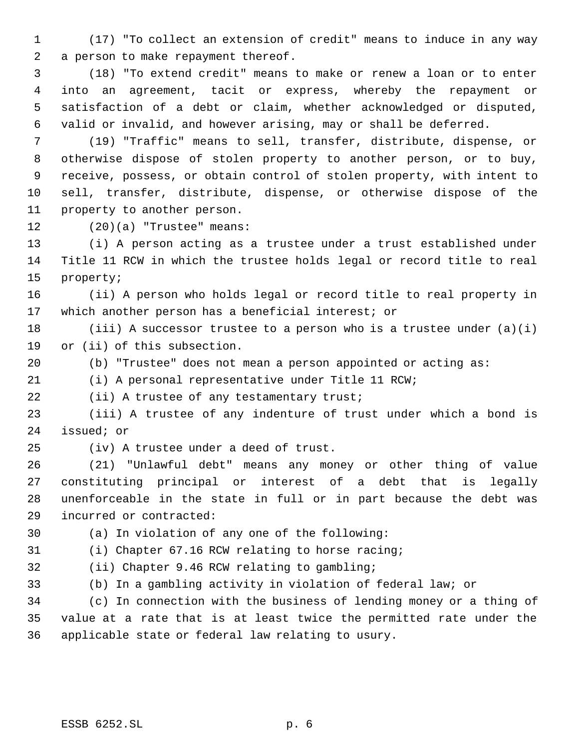(17) "To collect an extension of credit" means to induce in any way a person to make repayment thereof.

(18) "To extend credit" means to make or renew a loan or to enter into an agreement, tacit or express, whereby the repayment or satisfaction of a debt or claim, whether acknowledged or disputed, valid or invalid, and however arising, may or shall be deferred.

(19) "Traffic" means to sell, transfer, distribute, dispense, or otherwise dispose of stolen property to another person, or to buy, receive, possess, or obtain control of stolen property, with intent to sell, transfer, distribute, dispense, or otherwise dispose of the property to another person.

(20)(a) "Trustee" means:

(i) A person acting as a trustee under a trust established under Title 11 RCW in which the trustee holds legal or record title to real property;

(ii) A person who holds legal or record title to real property in which another person has a beneficial interest; or

(iii) A successor trustee to a person who is a trustee under (a)(i) or (ii) of this subsection.

(b) "Trustee" does not mean a person appointed or acting as:

(i) A personal representative under Title 11 RCW;

(ii) A trustee of any testamentary trust;

(iii) A trustee of any indenture of trust under which a bond is issued; or

(iv) A trustee under a deed of trust.

(21) "Unlawful debt" means any money or other thing of value constituting principal or interest of a debt that is legally unenforceable in the state in full or in part because the debt was incurred or contracted:

(a) In violation of any one of the following:

(i) Chapter 67.16 RCW relating to horse racing;

(ii) Chapter 9.46 RCW relating to gambling;

(b) In a gambling activity in violation of federal law; or

(c) In connection with the business of lending money or a thing of value at a rate that is at least twice the permitted rate under the applicable state or federal law relating to usury.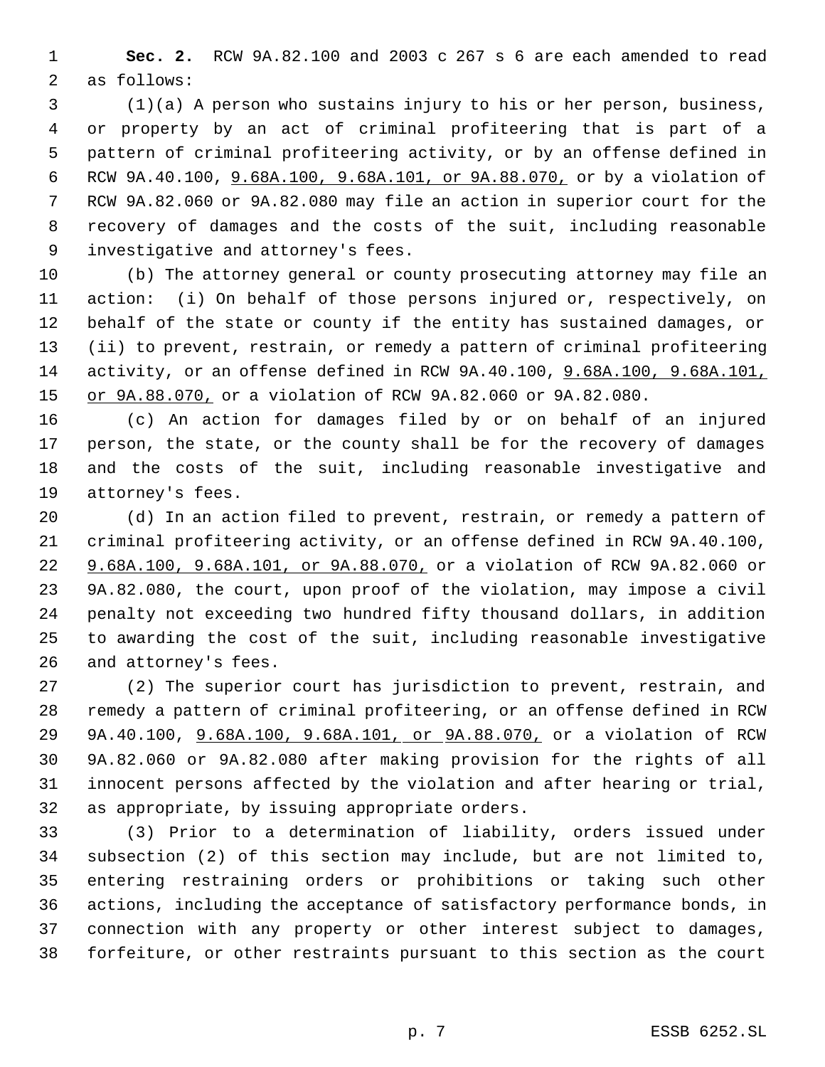**Sec. 2.** RCW 9A.82.100 and 2003 c 267 s 6 are each amended to read as follows:

(1)(a) A person who sustains injury to his or her person, business, or property by an act of criminal profiteering that is part of a pattern of criminal profiteering activity, or by an offense defined in RCW 9A.40.100, 9.68A.100, 9.68A.101, or 9A.88.070, or by a violation of RCW 9A.82.060 or 9A.82.080 may file an action in superior court for the recovery of damages and the costs of the suit, including reasonable investigative and attorney's fees.

(b) The attorney general or county prosecuting attorney may file an action: (i) On behalf of those persons injured or, respectively, on behalf of the state or county if the entity has sustained damages, or (ii) to prevent, restrain, or remedy a pattern of criminal profiteering activity, or an offense defined in RCW 9A.40.100, 9.68A.100, 9.68A.101, or 9A.88.070, or a violation of RCW 9A.82.060 or 9A.82.080.

(c) An action for damages filed by or on behalf of an injured person, the state, or the county shall be for the recovery of damages and the costs of the suit, including reasonable investigative and attorney's fees.

(d) In an action filed to prevent, restrain, or remedy a pattern of criminal profiteering activity, or an offense defined in RCW 9A.40.100, 9.68A.100, 9.68A.101, or 9A.88.070, or a violation of RCW 9A.82.060 or 9A.82.080, the court, upon proof of the violation, may impose a civil penalty not exceeding two hundred fifty thousand dollars, in addition to awarding the cost of the suit, including reasonable investigative and attorney's fees.

(2) The superior court has jurisdiction to prevent, restrain, and remedy a pattern of criminal profiteering, or an offense defined in RCW 9A.40.100, 9.68A.100, 9.68A.101, or 9A.88.070, or a violation of RCW 9A.82.060 or 9A.82.080 after making provision for the rights of all innocent persons affected by the violation and after hearing or trial, as appropriate, by issuing appropriate orders.

(3) Prior to a determination of liability, orders issued under subsection (2) of this section may include, but are not limited to, entering restraining orders or prohibitions or taking such other actions, including the acceptance of satisfactory performance bonds, in connection with any property or other interest subject to damages, forfeiture, or other restraints pursuant to this section as the court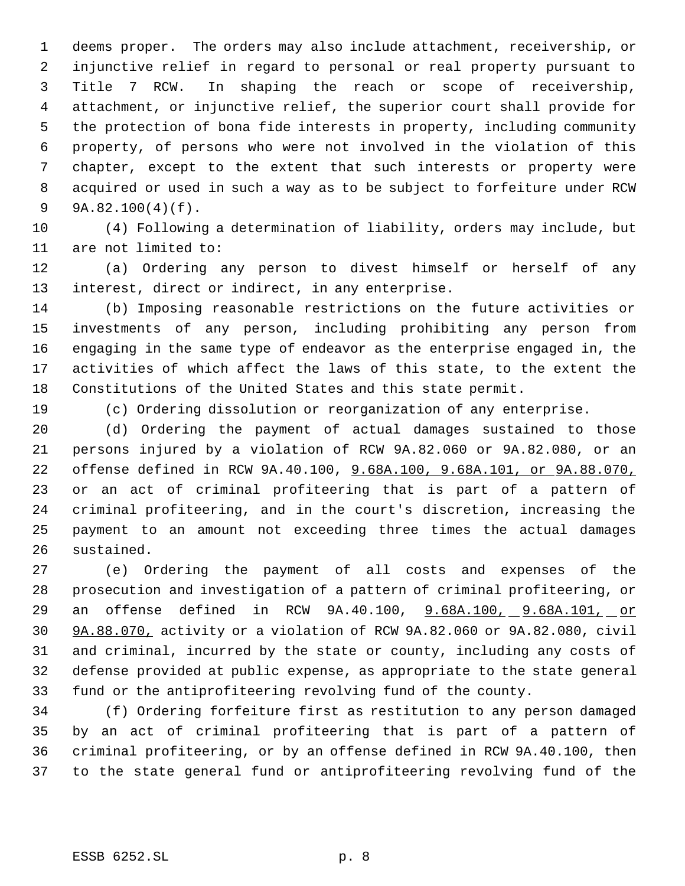deems proper. The orders may also include attachment, receivership, or injunctive relief in regard to personal or real property pursuant to Title 7 RCW. In shaping the reach or scope of receivership, attachment, or injunctive relief, the superior court shall provide for the protection of bona fide interests in property, including community property, of persons who were not involved in the violation of this chapter, except to the extent that such interests or property were acquired or used in such a way as to be subject to forfeiture under RCW 9A.82.100(4)(f).

(4) Following a determination of liability, orders may include, but are not limited to:

(a) Ordering any person to divest himself or herself of any interest, direct or indirect, in any enterprise.

(b) Imposing reasonable restrictions on the future activities or investments of any person, including prohibiting any person from engaging in the same type of endeavor as the enterprise engaged in, the activities of which affect the laws of this state, to the extent the Constitutions of the United States and this state permit.

(c) Ordering dissolution or reorganization of any enterprise.

(d) Ordering the payment of actual damages sustained to those persons injured by a violation of RCW 9A.82.060 or 9A.82.080, or an offense defined in RCW 9A.40.100, <u>9.68A.100, 9.68A.101, or 9A.88.070,</u> or an act of criminal profiteering that is part of a pattern of criminal profiteering, and in the court's discretion, increasing the payment to an amount not exceeding three times the actual damages sustained.

(e) Ordering the payment of all costs and expenses of the prosecution and investigation of a pattern of criminal profiteering, or an offense defined in RCW 9A.40.100, <u>9.68A.100, 9.68A.101, or 9A.88.070,</u> activity or a violation of RCW 9A.82.060 or 9A.82.080, civil and criminal, incurred by the state or county, including any costs of defense provided at public expense, as appropriate to the state general fund or the antiprofiteering revolving fund of the county.

(f) Ordering forfeiture first as restitution to any person damaged by an act of criminal profiteering that is part of a pattern of criminal profiteering, or by an offense defined in RCW 9A.40.100, then to the state general fund or antiprofiteering revolving fund of the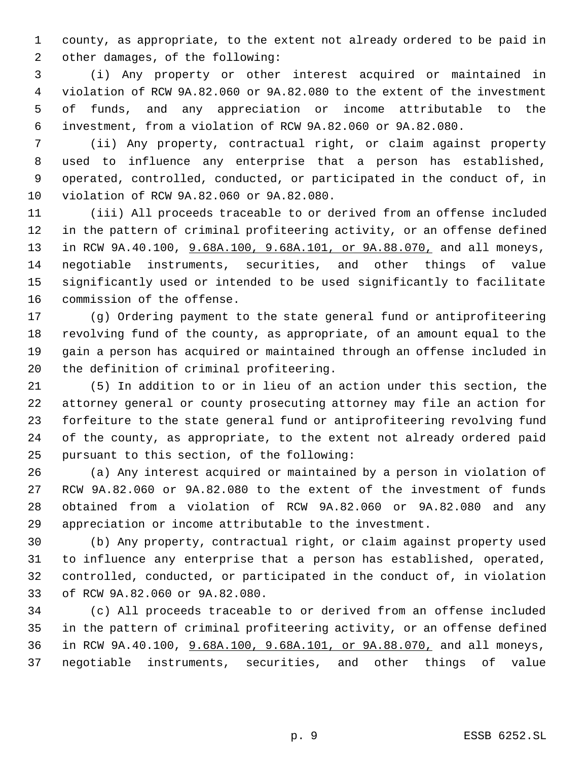county, as appropriate, to the extent not already ordered to be paid in other damages, of the following:

(i) Any property or other interest acquired or maintained in violation of RCW 9A.82.060 or 9A.82.080 to the extent of the investment of funds, and any appreciation or income attributable to the investment, from a violation of RCW 9A.82.060 or 9A.82.080.

(ii) Any property, contractual right, or claim against property used to influence any enterprise that a person has established, operated, controlled, conducted, or participated in the conduct of, in violation of RCW 9A.82.060 or 9A.82.080.

(iii) All proceeds traceable to or derived from an offense included in the pattern of criminal profiteering activity, or an offense defined in RCW 9A.40.100, 9.68A.100, 9.68A.101, or 9A.88.070, and all moneys, negotiable instruments, securities, and other things of value significantly used or intended to be used significantly to facilitate commission of the offense.

(g) Ordering payment to the state general fund or antiprofiteering revolving fund of the county, as appropriate, of an amount equal to the gain a person has acquired or maintained through an offense included in the definition of criminal profiteering.

(5) In addition to or in lieu of an action under this section, the attorney general or county prosecuting attorney may file an action for forfeiture to the state general fund or antiprofiteering revolving fund of the county, as appropriate, to the extent not already ordered paid pursuant to this section, of the following:

(a) Any interest acquired or maintained by a person in violation of RCW 9A.82.060 or 9A.82.080 to the extent of the investment of funds obtained from a violation of RCW 9A.82.060 or 9A.82.080 and any appreciation or income attributable to the investment.

(b) Any property, contractual right, or claim against property used to influence any enterprise that a person has established, operated, controlled, conducted, or participated in the conduct of, in violation of RCW 9A.82.060 or 9A.82.080.

(c) All proceeds traceable to or derived from an offense included in the pattern of criminal profiteering activity, or an offense defined in RCW 9A.40.100, 9.68A.100, 9.68A.101, or 9A.88.070, and all moneys, negotiable instruments, securities, and other things of value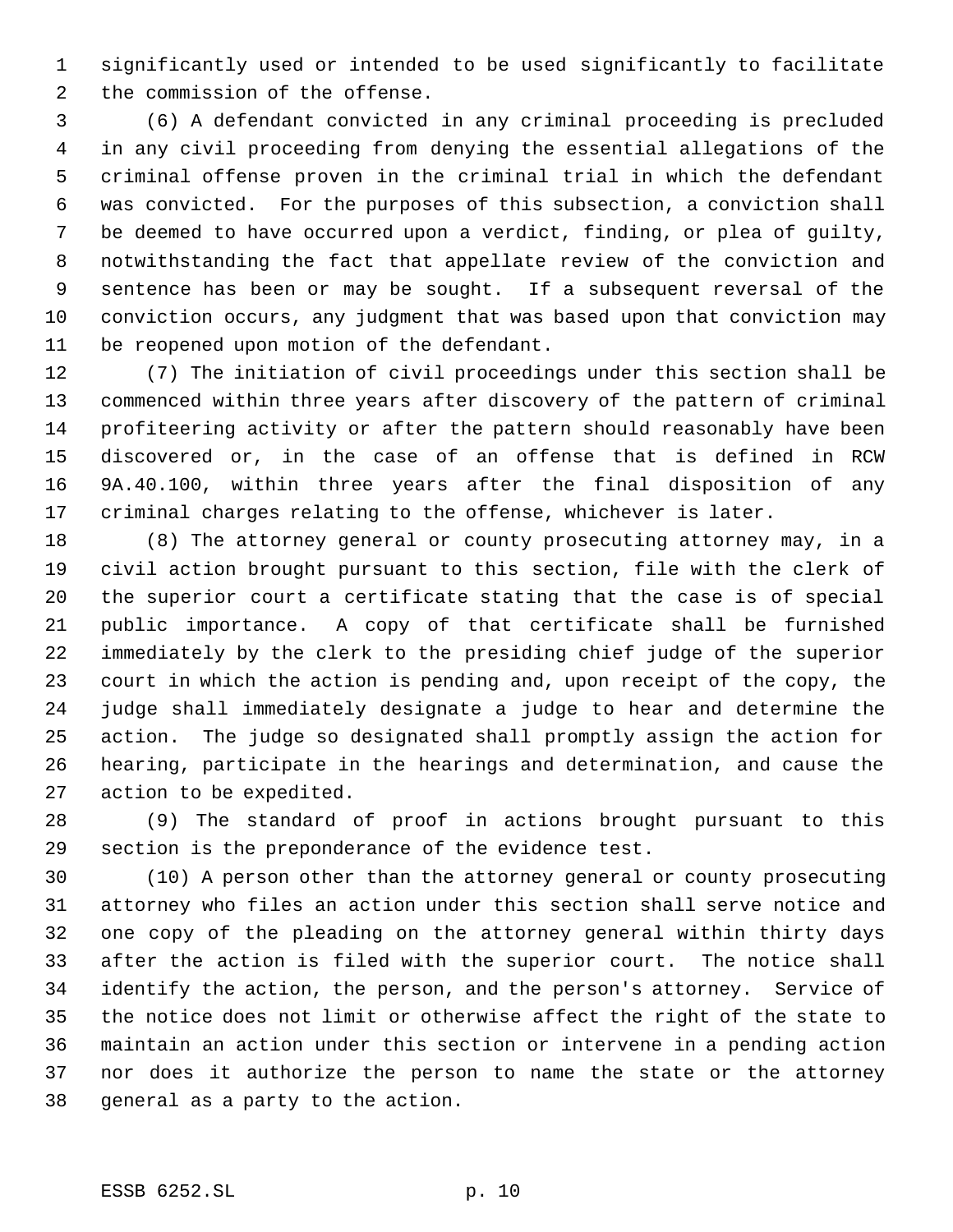significantly used or intended to be used significantly to facilitate the commission of the offense.

(6) A defendant convicted in any criminal proceeding is precluded in any civil proceeding from denying the essential allegations of the criminal offense proven in the criminal trial in which the defendant was convicted. For the purposes of this subsection, a conviction shall be deemed to have occurred upon a verdict, finding, or plea of guilty, notwithstanding the fact that appellate review of the conviction and sentence has been or may be sought. If a subsequent reversal of the conviction occurs, any judgment that was based upon that conviction may be reopened upon motion of the defendant.

(7) The initiation of civil proceedings under this section shall be commenced within three years after discovery of the pattern of criminal profiteering activity or after the pattern should reasonably have been discovered or, in the case of an offense that is defined in RCW 9A.40.100, within three years after the final disposition of any criminal charges relating to the offense, whichever is later.

(8) The attorney general or county prosecuting attorney may, in a civil action brought pursuant to this section, file with the clerk of the superior court a certificate stating that the case is of special public importance. A copy of that certificate shall be furnished immediately by the clerk to the presiding chief judge of the superior court in which the action is pending and, upon receipt of the copy, the judge shall immediately designate a judge to hear and determine the action. The judge so designated shall promptly assign the action for hearing, participate in the hearings and determination, and cause the action to be expedited.

(9) The standard of proof in actions brought pursuant to this section is the preponderance of the evidence test.

(10) A person other than the attorney general or county prosecuting attorney who files an action under this section shall serve notice and one copy of the pleading on the attorney general within thirty days after the action is filed with the superior court. The notice shall identify the action, the person, and the person's attorney. Service of the notice does not limit or otherwise affect the right of the state to maintain an action under this section or intervene in a pending action nor does it authorize the person to name the state or the attorney general as a party to the action.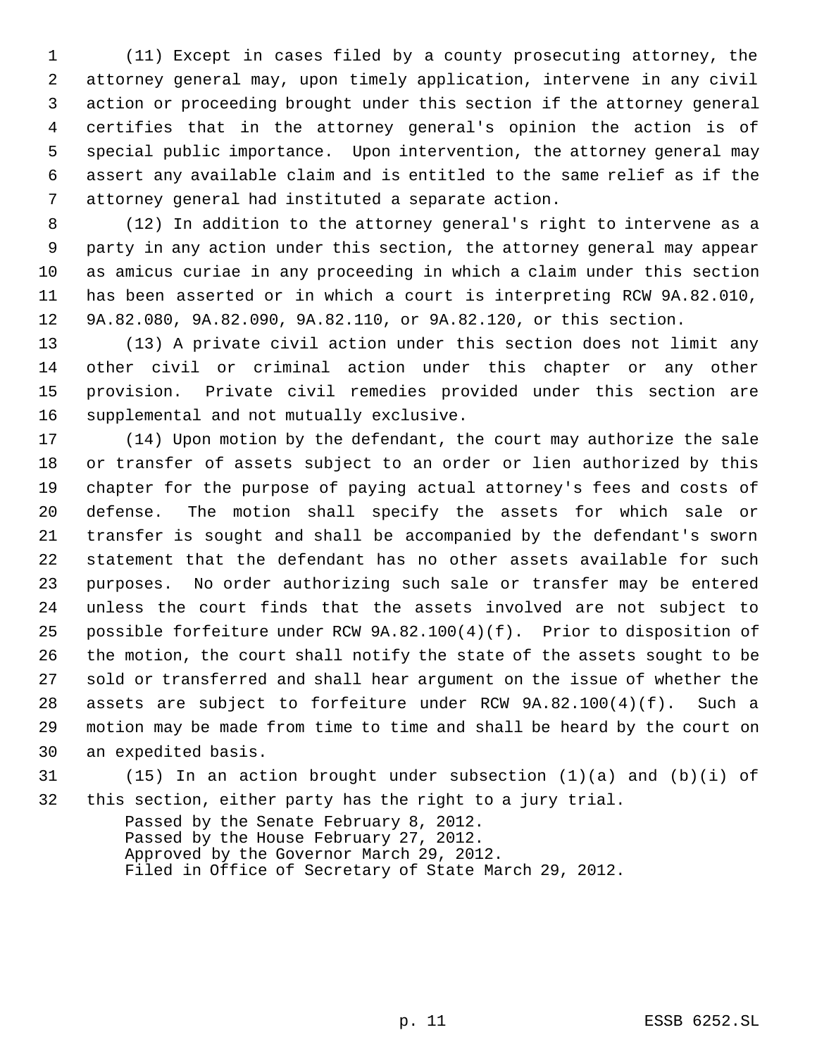(11) Except in cases filed by a county prosecuting attorney, the attorney general may, upon timely application, intervene in any civil action or proceeding brought under this section if the attorney general certifies that in the attorney general's opinion the action is of special public importance. Upon intervention, the attorney general may assert any available claim and is entitled to the same relief as if the attorney general had instituted a separate action.

(12) In addition to the attorney general's right to intervene as a party in any action under this section, the attorney general may appear as amicus curiae in any proceeding in which a claim under this section has been asserted or in which a court is interpreting RCW 9A.82.010, 9A.82.080, 9A.82.090, 9A.82.110, or 9A.82.120, or this section.

(13) A private civil action under this section does not limit any other civil or criminal action under this chapter or any other provision. Private civil remedies provided under this section are supplemental and not mutually exclusive.

(14) Upon motion by the defendant, the court may authorize the sale or transfer of assets subject to an order or lien authorized by this chapter for the purpose of paying actual attorney's fees and costs of defense. The motion shall specify the assets for which sale or transfer is sought and shall be accompanied by the defendant's sworn statement that the defendant has no other assets available for such purposes. No order authorizing such sale or transfer may be entered unless the court finds that the assets involved are not subject to possible forfeiture under RCW 9A.82.100(4)(f). Prior to disposition of the motion, the court shall notify the state of the assets sought to be sold or transferred and shall hear argument on the issue of whether the assets are subject to forfeiture under RCW 9A.82.100(4)(f). Such a motion may be made from time to time and shall be heard by the court on an expedited basis.

(15) In an action brought under subsection (1)(a) and (b)(i) of this section, either party has the right to a jury trial.

Passed by the Senate February 8, 2012.
Passed by the House February 27, 2012.
Approved by the Governor March 29, 2012.
Filed in Office of Secretary of State March 29, 2012.